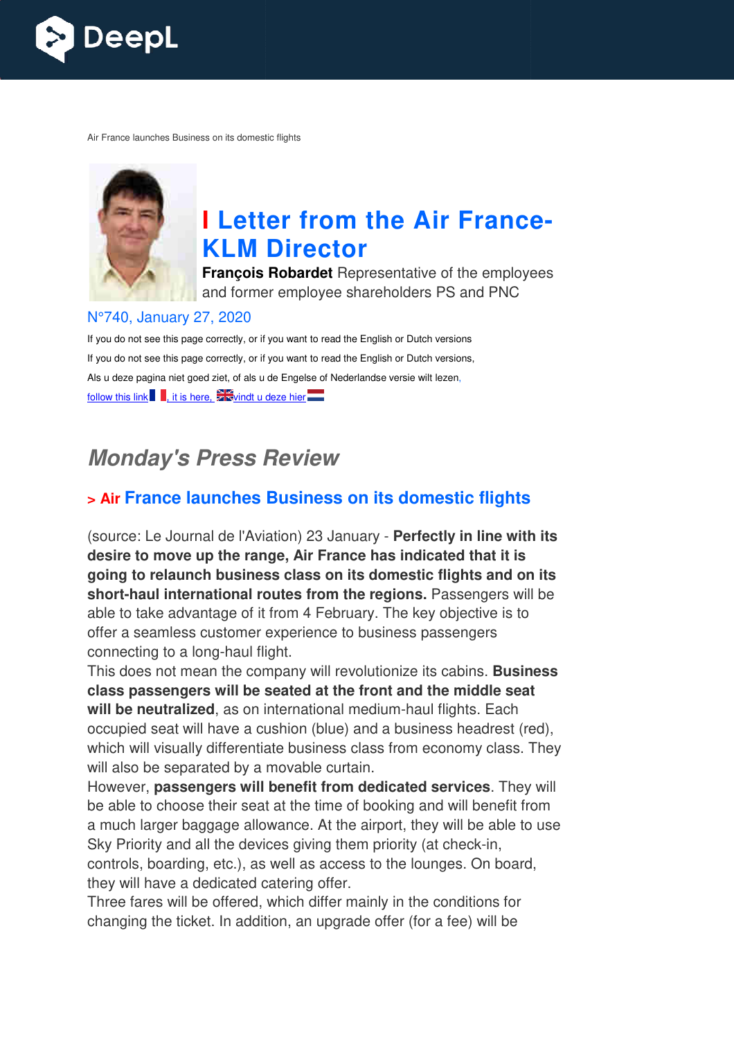Air France launches Business on its domestic flights

# I Letter from the Air France-KLM Director

**François Robardet** Representative of the employees and former employee shareholders PS and PNC

N°740, January 27, 2020

If you do not see this page correctly, or if you want to read the English or Dutch versions

If you do not see this page correctly, or if you want to read the English or Dutch versions,

Als u deze pagina niet goed ziet, of als u de Engelse of Nederlandse versie wilt lezen,

follow this link , it is here, vindt u deze hier

## *Monday's Press Review*

### > Air France launches Business on its domestic flights

(source: Le Journal de l'Aviation) 23 January - **Perfectly in line with its desire to move up the range, Air France has indicated that it is going to relaunch business class on its domestic flights and on its short-haul international routes from the regions.** Passengers will be able to take advantage of it from 4 February. The key objective is to offer a seamless customer experience to business passengers connecting to a long-haul flight.

This does not mean the company will revolutionize its cabins. **Business class passengers will be seated at the front and the middle seat will be neutralized**, as on international medium-haul flights. Each occupied seat will have a cushion (blue) and a business headrest (red), which will visually differentiate business class from economy class. They will also be separated by a movable curtain.

However, **passengers will benefit from dedicated services**. They will be able to choose their seat at the time of booking and will benefit from a much larger baggage allowance. At the airport, they will be able to use Sky Priority and all the devices giving them priority (at check-in, controls, boarding, etc.), as well as access to the lounges. On board, they will have a dedicated catering offer.

Three fares will be offered, which differ mainly in the conditions for changing the ticket. In addition, an upgrade offer (for a fee) will be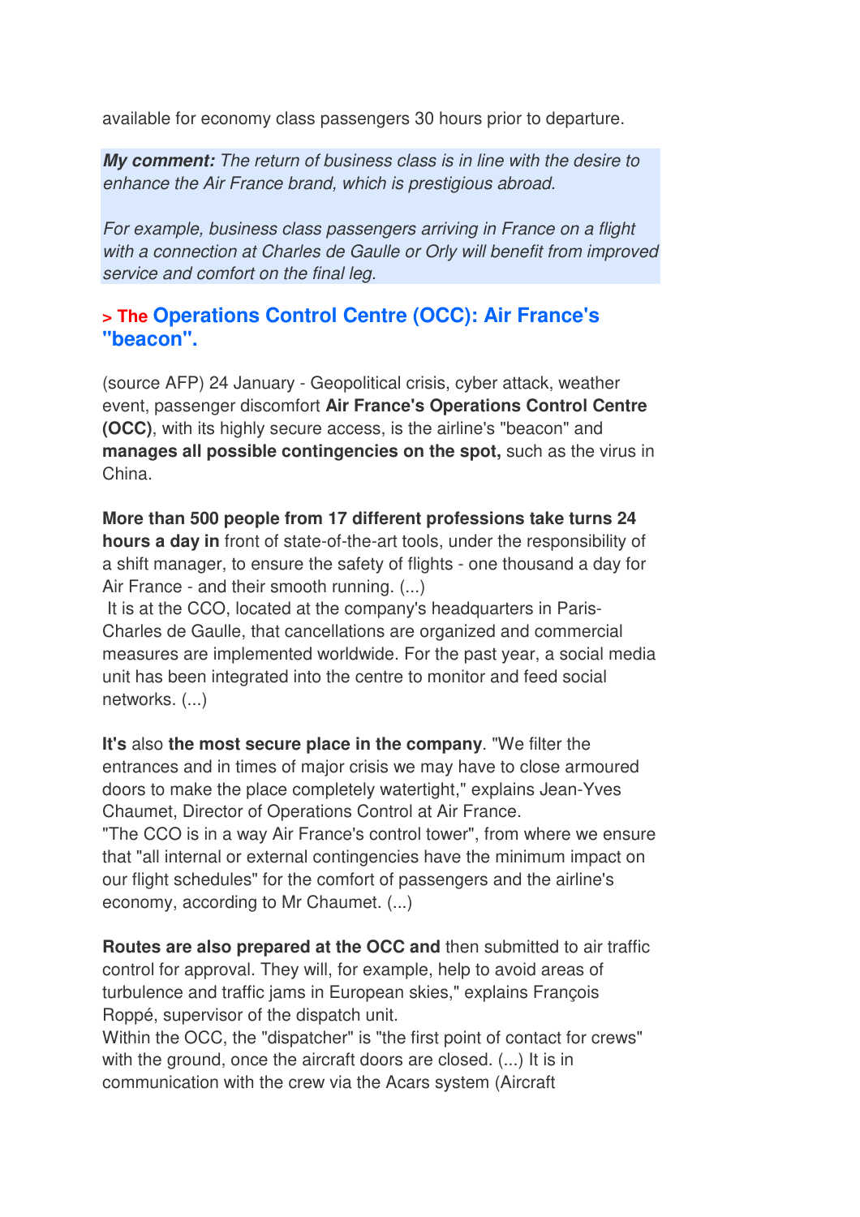available for economy class passengers 30 hours prior to departure.

***My comment:*** *The return of business class is in line with the desire to enhance the Air France brand, which is prestigious abroad.*

*For example, business class passengers arriving in France on a flight with a connection at Charles de Gaulle or Orly will benefit from improved service and comfort on the final leg.*

## > The Operations Control Centre (OCC): Air France's "beacon".

(source AFP) 24 January - Geopolitical crisis, cyber attack, weather event, passenger discomfort **Air France's Operations Control Centre (OCC)**, with its highly secure access, is the airline's "beacon" and **manages all possible contingencies on the spot,** such as the virus in China.

**More than 500 people from 17 different professions take turns 24 hours a day in** front of state-of-the-art tools, under the responsibility of a shift manager, to ensure the safety of flights - one thousand a day for Air France - and their smooth running. (...)
It is at the CCO, located at the company's headquarters in Paris-Charles de Gaulle, that cancellations are organized and commercial measures are implemented worldwide. For the past year, a social media unit has been integrated into the centre to monitor and feed social networks. (...)

**It's** also **the most secure place in the company**. "We filter the entrances and in times of major crisis we may have to close armoured doors to make the place completely watertight," explains Jean-Yves Chaumet, Director of Operations Control at Air France.
"The CCO is in a way Air France's control tower", from where we ensure that "all internal or external contingencies have the minimum impact on our flight schedules" for the comfort of passengers and the airline's economy, according to Mr Chaumet. (...)

**Routes are also prepared at the OCC and** then submitted to air traffic control for approval. They will, for example, help to avoid areas of turbulence and traffic jams in European skies," explains François Roppé, supervisor of the dispatch unit.
Within the OCC, the "dispatcher" is "the first point of contact for crews" with the ground, once the aircraft doors are closed. (...) It is in communication with the crew via the Acars system (Aircraft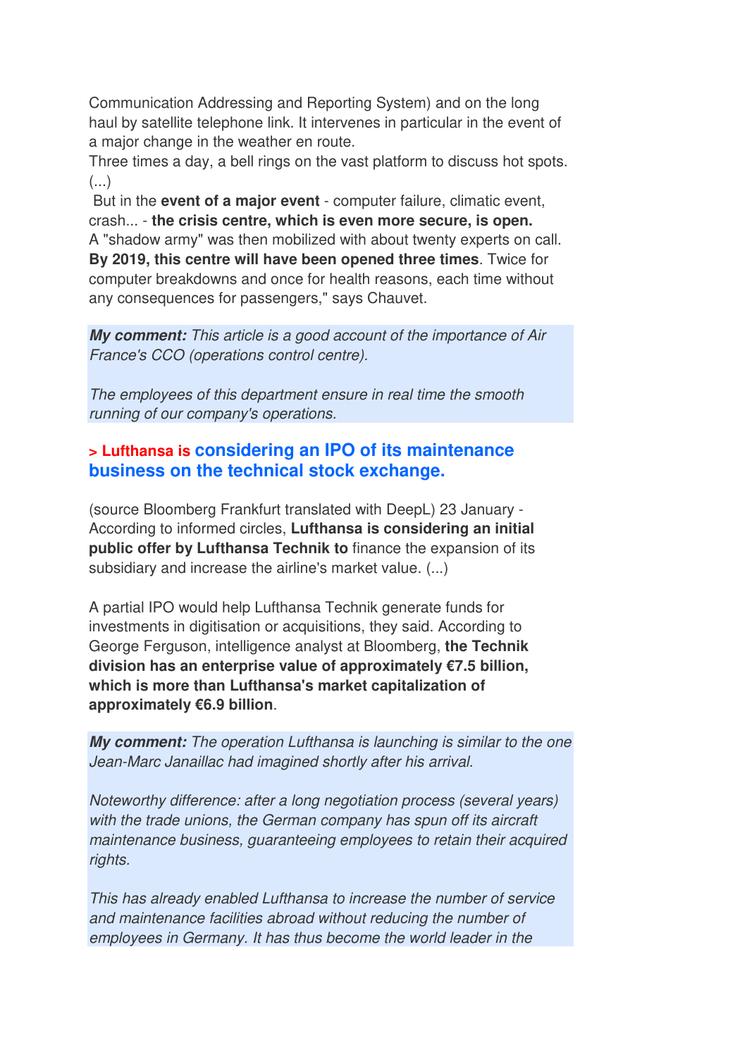Communication Addressing and Reporting System) and on the long haul by satellite telephone link. It intervenes in particular in the event of a major change in the weather en route.
Three times a day, a bell rings on the vast platform to discuss hot spots. (...)
But in the **event of a major event** - computer failure, climatic event, crash... - **the crisis centre, which is even more secure, is open.** A "shadow army" was then mobilized with about twenty experts on call. **By 2019, this centre will have been opened three times**. Twice for computer breakdowns and once for health reasons, each time without any consequences for passengers," says Chauvet.

***My comment:*** *This article is a good account of the importance of Air France's CCO (operations control centre).*

*The employees of this department ensure in real time the smooth running of our company's operations.*

### > Lufthansa is considering an IPO of its maintenance business on the technical stock exchange.

(source Bloomberg Frankfurt translated with DeepL) 23 January - According to informed circles, **Lufthansa is considering an initial public offer by Lufthansa Technik to** finance the expansion of its subsidiary and increase the airline's market value. (...)

A partial IPO would help Lufthansa Technik generate funds for investments in digitisation or acquisitions, they said. According to George Ferguson, intelligence analyst at Bloomberg, **the Technik division has an enterprise value of approximately €7.5 billion, which is more than Lufthansa's market capitalization of approximately €6.9 billion**.

***My comment:*** *The operation Lufthansa is launching is similar to the one Jean-Marc Janaillac had imagined shortly after his arrival.*

*Noteworthy difference: after a long negotiation process (several years) with the trade unions, the German company has spun off its aircraft maintenance business, guaranteeing employees to retain their acquired rights.*

*This has already enabled Lufthansa to increase the number of service and maintenance facilities abroad without reducing the number of employees in Germany. It has thus become the world leader in the*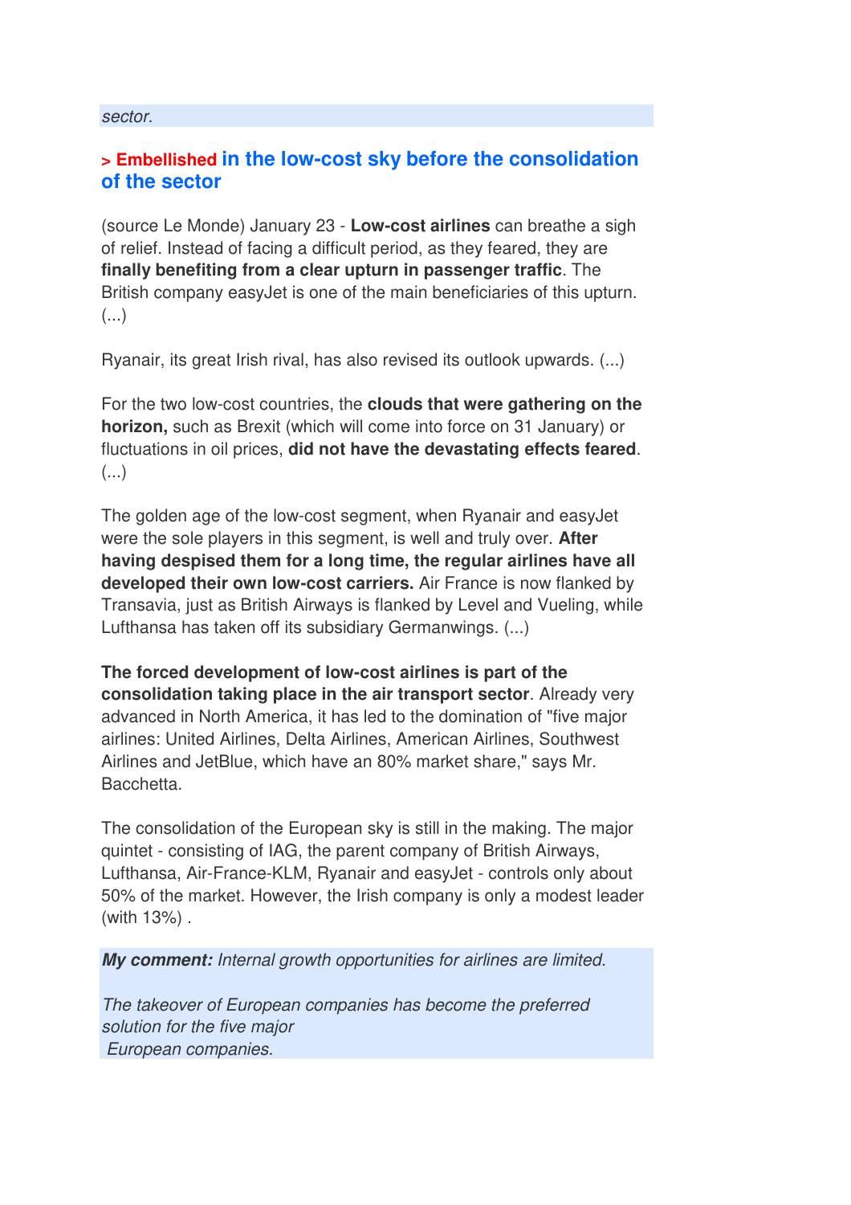*sector.*

## > Embellished in the low-cost sky before the consolidation of the sector

(source Le Monde) January 23 - **Low-cost airlines** can breathe a sigh of relief. Instead of facing a difficult period, as they feared, they are **finally benefiting from a clear upturn in passenger traffic**. The British company easyJet is one of the main beneficiaries of this upturn. (...)

Ryanair, its great Irish rival, has also revised its outlook upwards. (...)

For the two low-cost countries, the **clouds that were gathering on the horizon,** such as Brexit (which will come into force on 31 January) or fluctuations in oil prices, **did not have the devastating effects feared**. (...)

The golden age of the low-cost segment, when Ryanair and easyJet were the sole players in this segment, is well and truly over. **After having despised them for a long time, the regular airlines have all developed their own low-cost carriers.** Air France is now flanked by Transavia, just as British Airways is flanked by Level and Vueling, while Lufthansa has taken off its subsidiary Germanwings. (...)

**The forced development of low-cost airlines is part of the consolidation taking place in the air transport sector**. Already very advanced in North America, it has led to the domination of "five major airlines: United Airlines, Delta Airlines, American Airlines, Southwest Airlines and JetBlue, which have an 80% market share," says Mr. Bacchetta.

The consolidation of the European sky is still in the making. The major quintet - consisting of IAG, the parent company of British Airways, Lufthansa, Air-France-KLM, Ryanair and easyJet - controls only about 50% of the market. However, the Irish company is only a modest leader (with 13%) .

***My comment:*** *Internal growth opportunities for airlines are limited.*

*The takeover of European companies has become the preferred solution for the five major European companies.*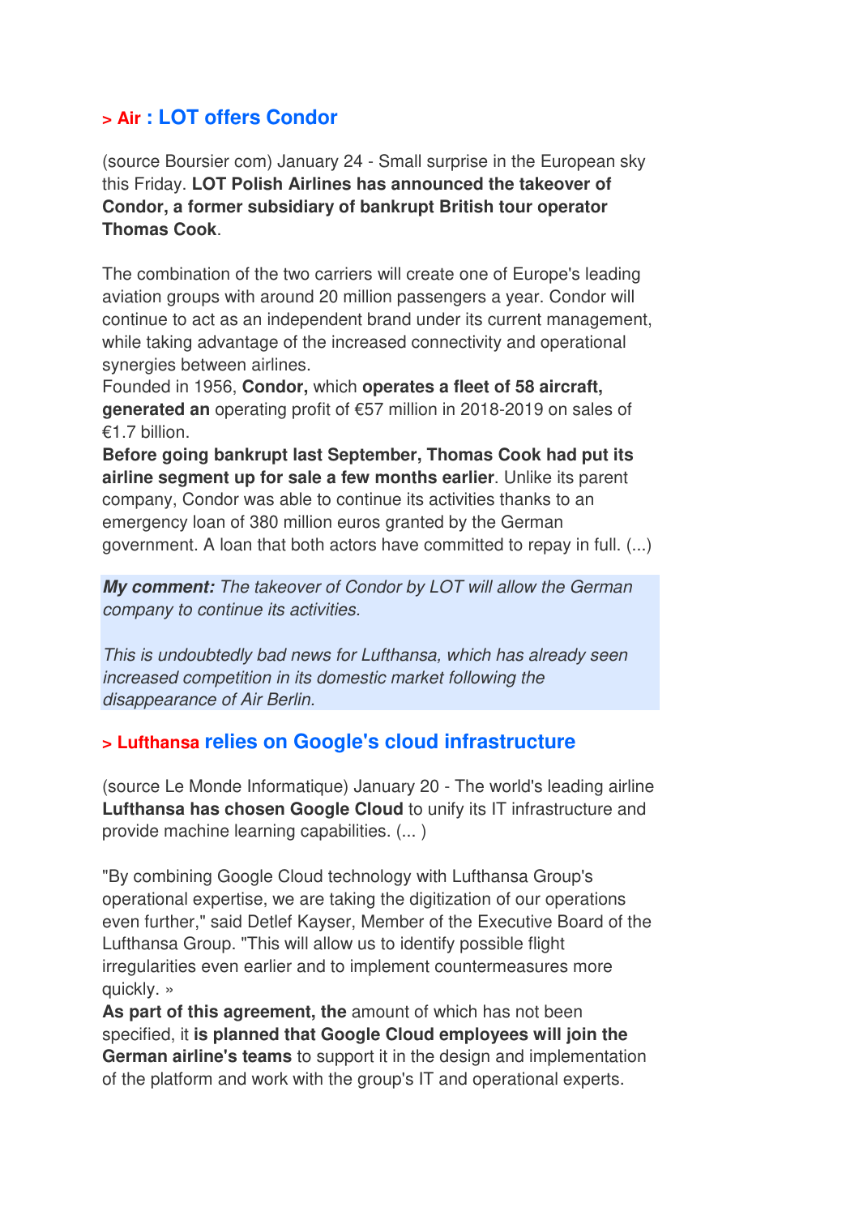### > Air : LOT offers Condor

(source Boursier com) January 24 - Small surprise in the European sky this Friday. **LOT Polish Airlines has announced the takeover of Condor, a former subsidiary of bankrupt British tour operator Thomas Cook**.

The combination of the two carriers will create one of Europe's leading aviation groups with around 20 million passengers a year. Condor will continue to act as an independent brand under its current management, while taking advantage of the increased connectivity and operational synergies between airlines.
Founded in 1956, **Condor,** which **operates a fleet of 58 aircraft, generated an** operating profit of €57 million in 2018-2019 on sales of €1.7 billion.
**Before going bankrupt last September, Thomas Cook had put its airline segment up for sale a few months earlier**. Unlike its parent company, Condor was able to continue its activities thanks to an emergency loan of 380 million euros granted by the German government. A loan that both actors have committed to repay in full. (...)

***My comment:*** *The takeover of Condor by LOT will allow the German company to continue its activities.*

*This is undoubtedly bad news for Lufthansa, which has already seen increased competition in its domestic market following the disappearance of Air Berlin.*

### > Lufthansa relies on Google's cloud infrastructure

(source Le Monde Informatique) January 20 - The world's leading airline **Lufthansa has chosen Google Cloud** to unify its IT infrastructure and provide machine learning capabilities. (... )

"By combining Google Cloud technology with Lufthansa Group's operational expertise, we are taking the digitization of our operations even further," said Detlef Kayser, Member of the Executive Board of the Lufthansa Group. "This will allow us to identify possible flight irregularities even earlier and to implement countermeasures more quickly. »
**As part of this agreement, the** amount of which has not been specified, it **is planned that Google Cloud employees will join the German airline's teams** to support it in the design and implementation of the platform and work with the group's IT and operational experts.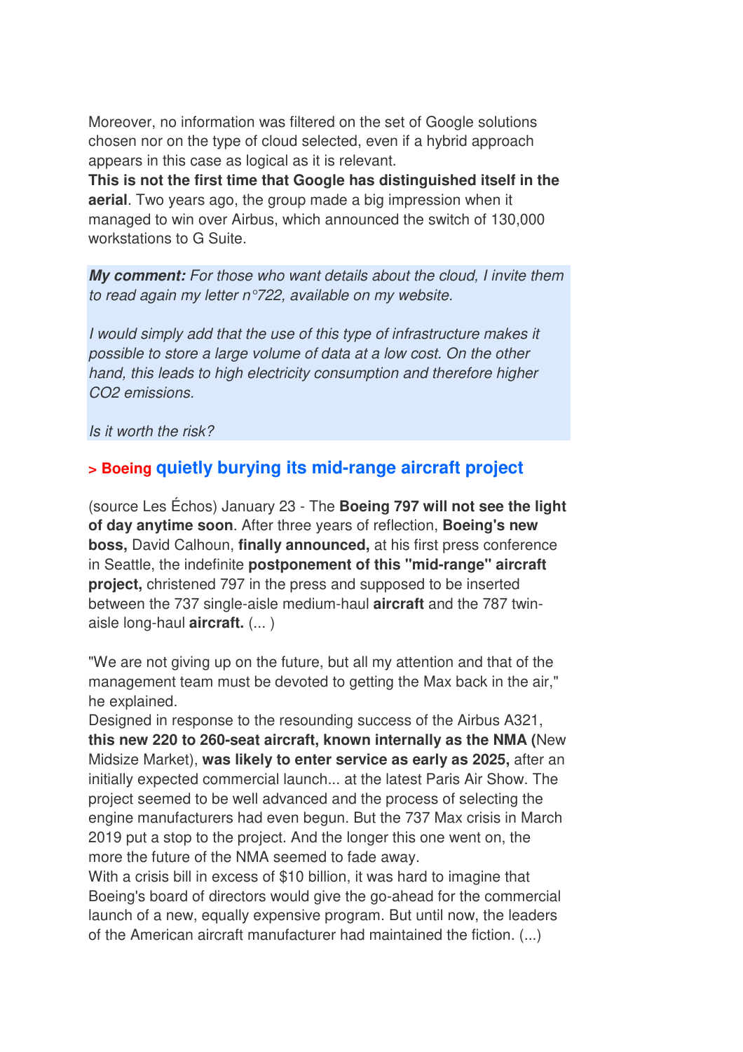Moreover, no information was filtered on the set of Google solutions chosen nor on the type of cloud selected, even if a hybrid approach appears in this case as logical as it is relevant.
**This is not the first time that Google has distinguished itself in the aerial**. Two years ago, the group made a big impression when it managed to win over Airbus, which announced the switch of 130,000 workstations to G Suite.

> ***My comment:*** *For those who want details about the cloud, I invite them to read again my letter n°722, available on my website.*
>
> *I would simply add that the use of this type of infrastructure makes it possible to store a large volume of data at a low cost. On the other hand, this leads to high electricity consumption and therefore higher CO2 emissions.*
>
> *Is it worth the risk?*

## > Boeing quietly burying its mid-range aircraft project

(source Les Échos) January 23 - The **Boeing 797 will not see the light of day anytime soon**. After three years of reflection, **Boeing's new boss,** David Calhoun, **finally announced,** at his first press conference in Seattle, the indefinite **postponement of this "mid-range" aircraft project,** christened 797 in the press and supposed to be inserted between the 737 single-aisle medium-haul **aircraft** and the 787 twin-aisle long-haul **aircraft.** (... )

"We are not giving up on the future, but all my attention and that of the management team must be devoted to getting the Max back in the air," he explained.
Designed in response to the resounding success of the Airbus A321, **this new 220 to 260-seat aircraft, known internally as the NMA (**New Midsize Market), **was likely to enter service as early as 2025,** after an initially expected commercial launch... at the latest Paris Air Show. The project seemed to be well advanced and the process of selecting the engine manufacturers had even begun. But the 737 Max crisis in March 2019 put a stop to the project. And the longer this one went on, the more the future of the NMA seemed to fade away.
With a crisis bill in excess of $10 billion, it was hard to imagine that Boeing's board of directors would give the go-ahead for the commercial launch of a new, equally expensive program. But until now, the leaders of the American aircraft manufacturer had maintained the fiction. (...)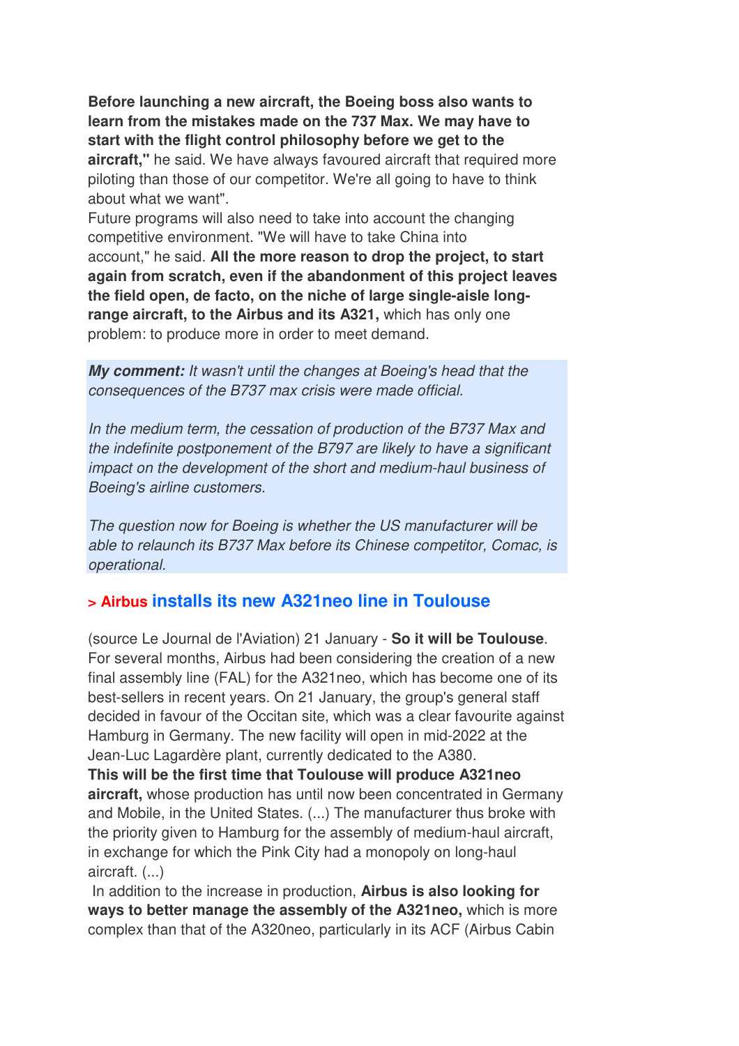**Before launching a new aircraft, the Boeing boss also wants to learn from the mistakes made on the 737 Max. We may have to start with the flight control philosophy before we get to the aircraft,"** he said. We have always favoured aircraft that required more piloting than those of our competitor. We're all going to have to think about what we want".
Future programs will also need to take into account the changing competitive environment. "We will have to take China into account," he said. **All the more reason to drop the project, to start again from scratch, even if the abandonment of this project leaves the field open, de facto, on the niche of large single-aisle long-range aircraft, to the Airbus and its A321,** which has only one problem: to produce more in order to meet demand.

***My comment:*** *It wasn't until the changes at Boeing's head that the consequences of the B737 max crisis were made official.*

*In the medium term, the cessation of production of the B737 Max and the indefinite postponement of the B797 are likely to have a significant impact on the development of the short and medium-haul business of Boeing's airline customers.*

*The question now for Boeing is whether the US manufacturer will be able to relaunch its B737 Max before its Chinese competitor, Comac, is operational.*

## > Airbus installs its new A321neo line in Toulouse

(source Le Journal de l'Aviation) 21 January - **So it will be Toulouse**. For several months, Airbus had been considering the creation of a new final assembly line (FAL) for the A321neo, which has become one of its best-sellers in recent years. On 21 January, the group's general staff decided in favour of the Occitan site, which was a clear favourite against Hamburg in Germany. The new facility will open in mid-2022 at the Jean-Luc Lagardère plant, currently dedicated to the A380.
**This will be the first time that Toulouse will produce A321neo aircraft,** whose production has until now been concentrated in Germany and Mobile, in the United States. (...) The manufacturer thus broke with the priority given to Hamburg for the assembly of medium-haul aircraft, in exchange for which the Pink City had a monopoly on long-haul aircraft. (...)
In addition to the increase in production, **Airbus is also looking for ways to better manage the assembly of the A321neo,** which is more complex than that of the A320neo, particularly in its ACF (Airbus Cabin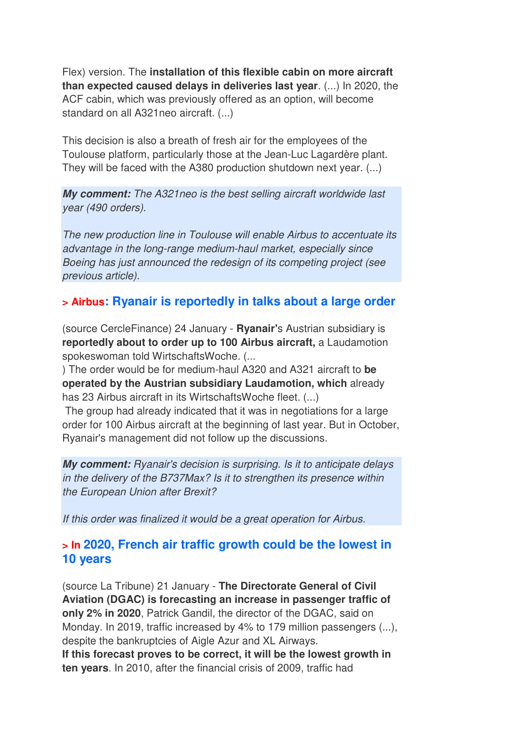Flex) version. The **installation of this flexible cabin on more aircraft than expected caused delays in deliveries last year**. (...) In 2020, the ACF cabin, which was previously offered as an option, will become standard on all A321neo aircraft. (...)

This decision is also a breath of fresh air for the employees of the Toulouse platform, particularly those at the Jean-Luc Lagardère plant. They will be faced with the A380 production shutdown next year. (...)

***My comment:*** *The A321neo is the best selling aircraft worldwide last year (490 orders).*

*The new production line in Toulouse will enable Airbus to accentuate its advantage in the long-range medium-haul market, especially since Boeing has just announced the redesign of its competing project (see previous article).*

### > Airbus: Ryanair is reportedly in talks about a large order

(source CercleFinance) 24 January - **Ryanair'**s Austrian subsidiary is **reportedly about to order up to 100 Airbus aircraft,** a Laudamotion spokeswoman told WirtschaftsWoche. (...
) The order would be for medium-haul A320 and A321 aircraft to **be operated by the Austrian subsidiary Laudamotion, which** already has 23 Airbus aircraft in its WirtschaftsWoche fleet. (...)
The group had already indicated that it was in negotiations for a large order for 100 Airbus aircraft at the beginning of last year. But in October, Ryanair's management did not follow up the discussions.

***My comment:*** *Ryanair's decision is surprising. Is it to anticipate delays in the delivery of the B737Max? Is it to strengthen its presence within the European Union after Brexit?*

*If this order was finalized it would be a great operation for Airbus.*

### > In 2020, French air traffic growth could be the lowest in 10 years

(source La Tribune) 21 January - **The Directorate General of Civil Aviation (DGAC) is forecasting an increase in passenger traffic of only 2% in 2020**, Patrick Gandil, the director of the DGAC, said on Monday. In 2019, traffic increased by 4% to 179 million passengers (...), despite the bankruptcies of Aigle Azur and XL Airways.
**If this forecast proves to be correct, it will be the lowest growth in ten years**. In 2010, after the financial crisis of 2009, traffic had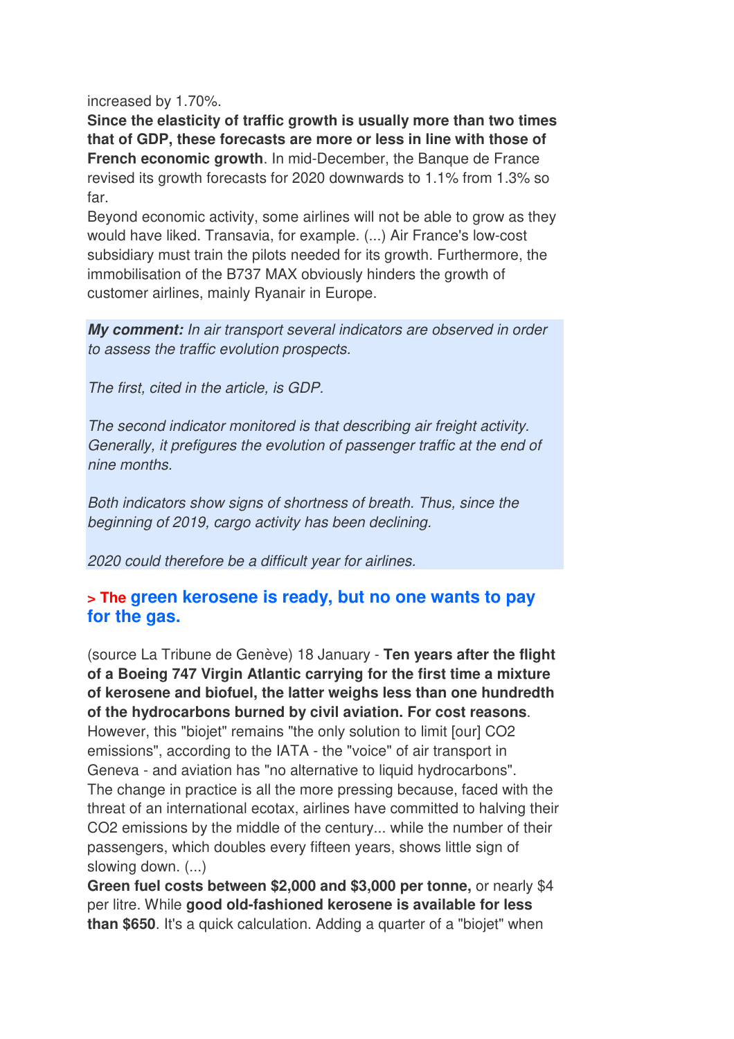increased by 1.70%.

**Since the elasticity of traffic growth is usually more than two times that of GDP, these forecasts are more or less in line with those of French economic growth**. In mid-December, the Banque de France revised its growth forecasts for 2020 downwards to 1.1% from 1.3% so far.

Beyond economic activity, some airlines will not be able to grow as they would have liked. Transavia, for example. (...) Air France's low-cost subsidiary must train the pilots needed for its growth. Furthermore, the immobilisation of the B737 MAX obviously hinders the growth of customer airlines, mainly Ryanair in Europe.

***My comment:*** *In air transport several indicators are observed in order to assess the traffic evolution prospects.*

*The first, cited in the article, is GDP.*

*The second indicator monitored is that describing air freight activity. Generally, it prefigures the evolution of passenger traffic at the end of nine months.*

*Both indicators show signs of shortness of breath. Thus, since the beginning of 2019, cargo activity has been declining.*

*2020 could therefore be a difficult year for airlines.*

## > The green kerosene is ready, but no one wants to pay for the gas.

(source La Tribune de Genève) 18 January - **Ten years after the flight of a Boeing 747 Virgin Atlantic carrying for the first time a mixture of kerosene and biofuel, the latter weighs less than one hundredth of the hydrocarbons burned by civil aviation. For cost reasons**. However, this "biojet" remains "the only solution to limit [our] $CO_2$ emissions", according to the IATA - the "voice" of air transport in Geneva - and aviation has "no alternative to liquid hydrocarbons". The change in practice is all the more pressing because, faced with the threat of an international ecotax, airlines have committed to halving their $CO_2$ emissions by the middle of the century... while the number of their passengers, which doubles every fifteen years, shows little sign of slowing down. (...)

**Green fuel costs between $2,000 and $3,000 per tonne,** or nearly $4 per litre. While **good old-fashioned kerosene is available for less than $650**. It's a quick calculation. Adding a quarter of a "biojet" when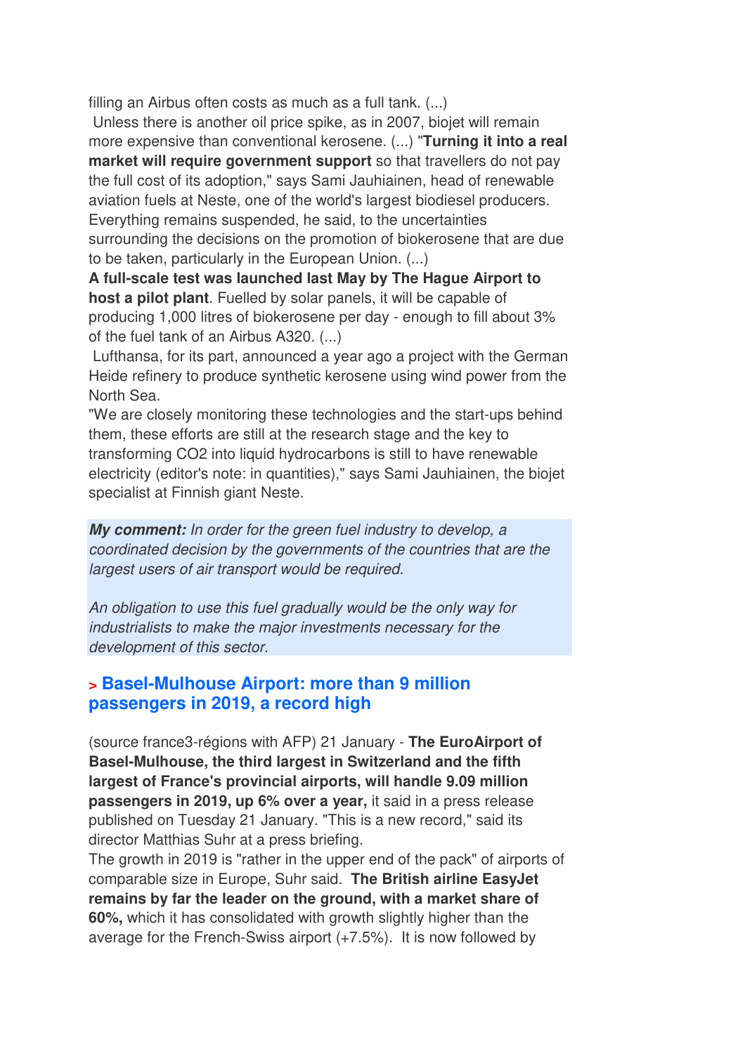filling an Airbus often costs as much as a full tank. (...)

Unless there is another oil price spike, as in 2007, biojet will remain more expensive than conventional kerosene. (...) "**Turning it into a real market will require government support** so that travellers do not pay the full cost of its adoption," says Sami Jauhiainen, head of renewable aviation fuels at Neste, one of the world's largest biodiesel producers. Everything remains suspended, he said, to the uncertainties surrounding the decisions on the promotion of biokerosene that are due to be taken, particularly in the European Union. (...)

**A full-scale test was launched last May by The Hague Airport to host a pilot plant**. Fuelled by solar panels, it will be capable of producing 1,000 litres of biokerosene per day - enough to fill about 3% of the fuel tank of an Airbus A320. (...)

Lufthansa, for its part, announced a year ago a project with the German Heide refinery to produce synthetic kerosene using wind power from the North Sea.

"We are closely monitoring these technologies and the start-ups behind them, these efforts are still at the research stage and the key to transforming $CO_2$ into liquid hydrocarbons is still to have renewable electricity (editor's note: in quantities)," says Sami Jauhiainen, the biojet specialist at Finnish giant Neste.

***My comment:*** *In order for the green fuel industry to develop, a coordinated decision by the governments of the countries that are the largest users of air transport would be required.*

*An obligation to use this fuel gradually would be the only way for industrialists to make the major investments necessary for the development of this sector.*

## > Basel-Mulhouse Airport: more than 9 million passengers in 2019, a record high

(source france3-régions with AFP) 21 January - **The EuroAirport of Basel-Mulhouse, the third largest in Switzerland and the fifth largest of France's provincial airports, will handle 9.09 million passengers in 2019, up 6% over a year,** it said in a press release published on Tuesday 21 January. "This is a new record," said its director Matthias Suhr at a press briefing.

The growth in 2019 is "rather in the upper end of the pack" of airports of comparable size in Europe, Suhr said. **The British airline EasyJet remains by far the leader on the ground, with a market share of 60%,** which it has consolidated with growth slightly higher than the average for the French-Swiss airport (+7.5%). It is now followed by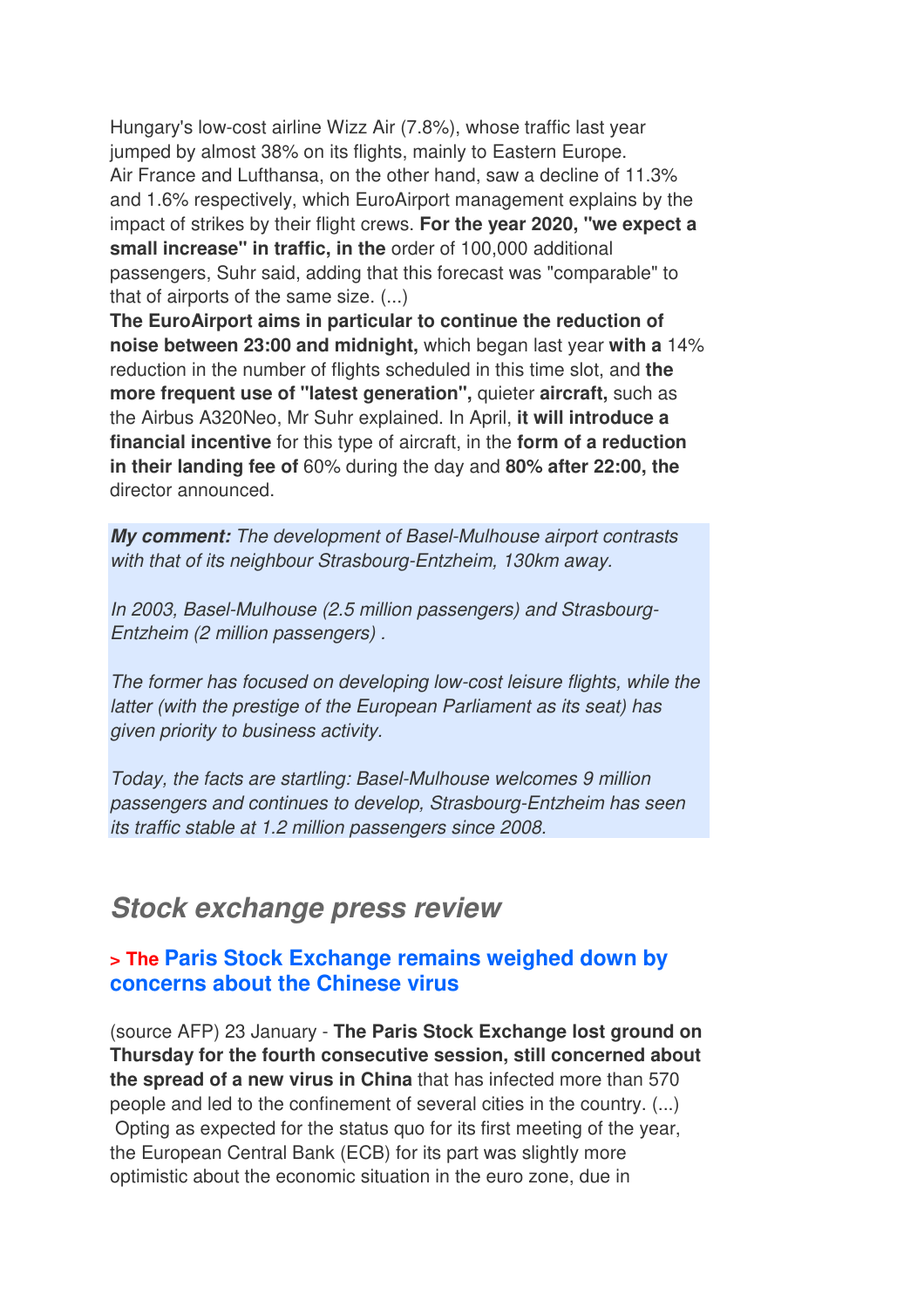Hungary's low-cost airline Wizz Air (7.8%), whose traffic last year jumped by almost 38% on its flights, mainly to Eastern Europe. Air France and Lufthansa, on the other hand, saw a decline of 11.3% and 1.6% respectively, which EuroAirport management explains by the impact of strikes by their flight crews. **For the year 2020, "we expect a small increase" in traffic, in the** order of 100,000 additional passengers, Suhr said, adding that this forecast was "comparable" to that of airports of the same size. (...)
**The EuroAirport aims in particular to continue the reduction of noise between 23:00 and midnight,** which began last year **with a** 14% reduction in the number of flights scheduled in this time slot, and **the more frequent use of "latest generation",** quieter **aircraft,** such as the Airbus A320Neo, Mr Suhr explained. In April, **it will introduce a financial incentive** for this type of aircraft, in the **form of a reduction in their landing fee of** 60% during the day and **80% after 22:00, the** director announced.

***My comment:*** *The development of Basel-Mulhouse airport contrasts with that of its neighbour Strasbourg-Entzheim, 130km away.*

*In 2003, Basel-Mulhouse (2.5 million passengers) and Strasbourg-Entzheim (2 million passengers) .*

*The former has focused on developing low-cost leisure flights, while the latter (with the prestige of the European Parliament as its seat) has given priority to business activity.*

*Today, the facts are startling: Basel-Mulhouse welcomes 9 million passengers and continues to develop, Strasbourg-Entzheim has seen its traffic stable at 1.2 million passengers since 2008.*

## *Stock exchange press review*

### > The Paris Stock Exchange remains weighed down by concerns about the Chinese virus

(source AFP) 23 January - **The Paris Stock Exchange lost ground on Thursday for the fourth consecutive session, still concerned about the spread of a new virus in China** that has infected more than 570 people and led to the confinement of several cities in the country. (...)
Opting as expected for the status quo for its first meeting of the year, the European Central Bank (ECB) for its part was slightly more optimistic about the economic situation in the euro zone, due in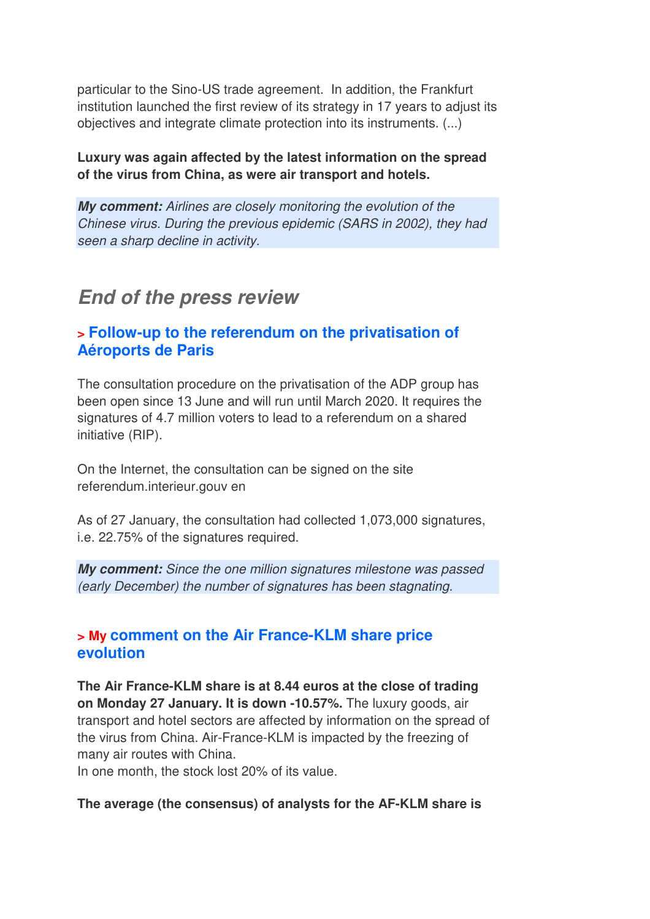particular to the Sino-US trade agreement.  In addition, the Frankfurt institution launched the first review of its strategy in 17 years to adjust its objectives and integrate climate protection into its instruments. (...)

**Luxury was again affected by the latest information on the spread of the virus from China, as were air transport and hotels.**

***My comment:*** *Airlines are closely monitoring the evolution of the Chinese virus. During the previous epidemic (SARS in 2002), they had seen a sharp decline in activity.*

## *End of the press review*

### > Follow-up to the referendum on the privatisation of Aéroports de Paris

The consultation procedure on the privatisation of the ADP group has been open since 13 June and will run until March 2020. It requires the signatures of 4.7 million voters to lead to a referendum on a shared initiative (RIP).

On the Internet, the consultation can be signed on the site referendum.interieur.gouv en

As of 27 January, the consultation had collected 1,073,000 signatures, i.e. 22.75% of the signatures required.

***My comment:*** *Since the one million signatures milestone was passed (early December) the number of signatures has been stagnating.*

### > My comment on the Air France-KLM share price evolution

**The Air France-KLM share is at 8.44 euros at the close of trading on Monday 27 January. It is down -10.57%.** The luxury goods, air transport and hotel sectors are affected by information on the spread of the virus from China. Air-France-KLM is impacted by the freezing of many air routes with China.
In one month, the stock lost 20% of its value.

**The average (the consensus) of analysts for the AF-KLM share is**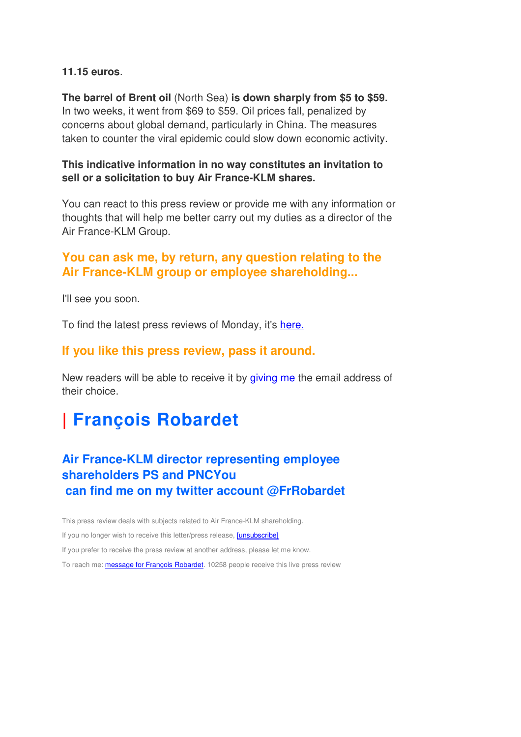**11.15 euros**.

**The barrel of Brent oil** (North Sea) **is down sharply from $5 to $59.** In two weeks, it went from $69 to $59. Oil prices fall, penalized by concerns about global demand, particularly in China. The measures taken to counter the viral epidemic could slow down economic activity.

**This indicative information in no way constitutes an invitation to sell or a solicitation to buy Air France-KLM shares.**

You can react to this press review or provide me with any information or thoughts that will help me better carry out my duties as a director of the Air France-KLM Group.

### You can ask me, by return, any question relating to the Air France-KLM group or employee shareholding...

I'll see you soon.

To find the latest press reviews of Monday, it's here.

### If you like this press review, pass it around.

New readers will be able to receive it by giving me the email address of their choice.

# | François Robardet

### Air France-KLM director representing employee shareholders PS and PNCYou can find me on my twitter account @FrRobardet

This press review deals with subjects related to Air France-KLM shareholding.

If you no longer wish to receive this letter/press release, [unsubscribe]

If you prefer to receive the press review at another address, please let me know.

To reach me: message for François Robardet. 10258 people receive this live press review